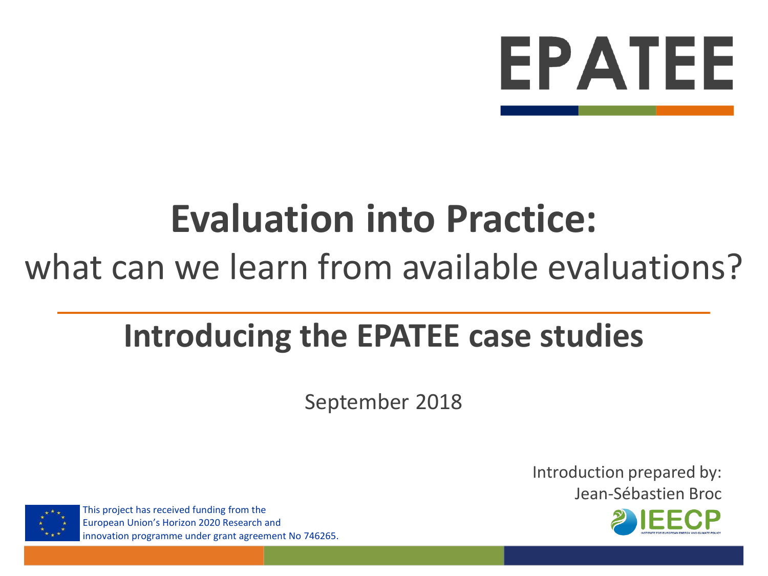EPATEE

# Evaluation into Practice:

## what can we learn from available evaluations?

## Introducing the EPATEE case studies

September 2018

Introduction prepared by:
Jean-Sébastien Broc

IEECP

This project has received funding from the European Union's Horizon 2020 Research and innovation programme under grant agreement No 746265.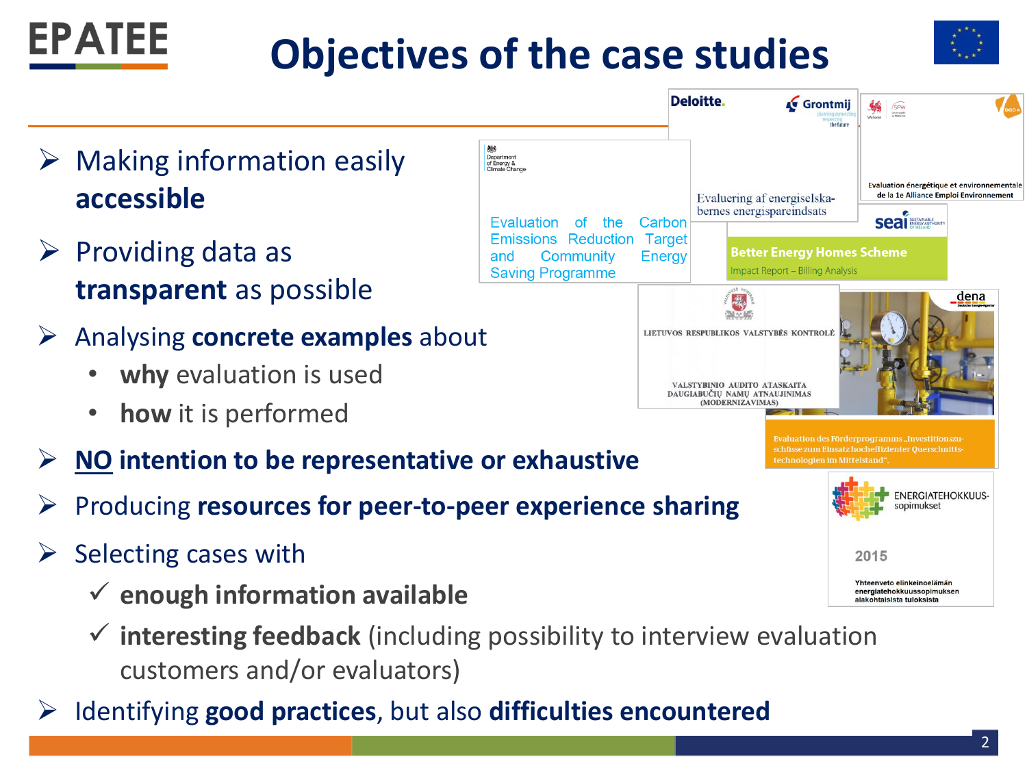# Objectives of the case studies

- Making information easily **accessible**
- Providing data as **transparent** as possible
- Analysing **concrete examples** about
  - **why** evaluation is used
  - **how** it is performed
- **NO intention to be representative or exhaustive**
- Producing **resources for peer-to-peer experience sharing**
- Selecting cases with
  - ✓ **enough information available**
  - ✓ **interesting feedback** (including possibility to interview evaluation customers and/or evaluators)
- Identifying **good practices**, but also **difficulties encountered**

Department of Energy & Climate Change

Evaluation of the Carbon Emissions Reduction Target and Community Energy Saving Programme

Deloitte.

Grontmij

Evaluering af energiselskabernes energispareindsats

Evaluation énergétique et environnementale de la 1e Alliance Emploi Environnement

seai

Better Energy Homes Scheme

Impact Report – Billing Analysis

LIETUVOS RESPUBLIKOS VALSTYBĖS KONTROLĖ

VALSTYBINIO AUDITO ATASKAITA DAUGIABUČIŲ NAMŲ ATNAUJINIMAS (MODERNIZAVIMAS)

dena

Evaluation des Förderprogramms „Investitionszuschüsse zum Einsatz hocheffizienter Querschnittstechnologien im Mittelstand".

ENERGIATEHOKKUUS-sopimukset

2015

Yhteenveto elinkeinoelämän energiatehokkuussopimuksen alakohtaisista tuloksista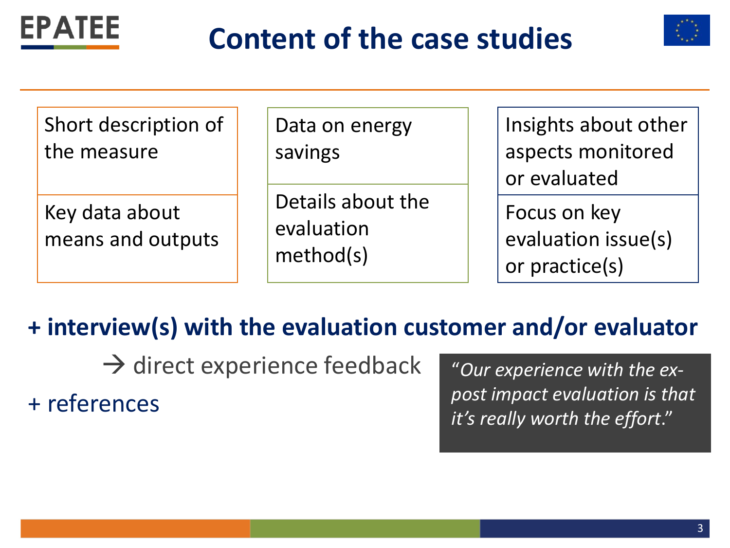# Content of the case studies

| | | |
|---|---|---|
| Short description of the measure | Data on energy savings | Insights about other aspects monitored or evaluated |
| Key data about means and outputs | Details about the evaluation method(s) | Focus on key evaluation issue(s) or practice(s) |

**+ interview(s) with the evaluation customer and/or evaluator**

→ direct experience feedback

+ references

*"Our experience with the ex-post impact evaluation is that it's really worth the effort."*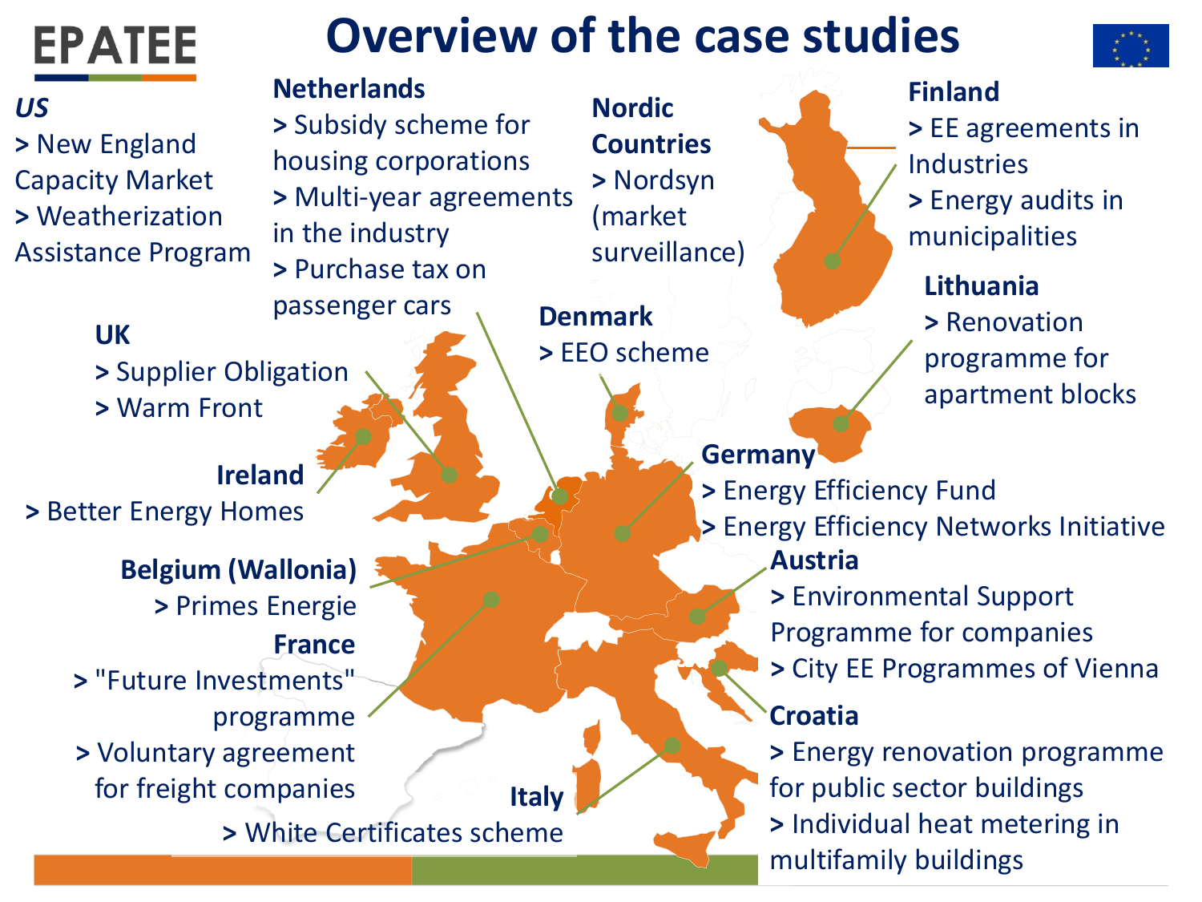# Overview of the case studies

**US**
- > New England Capacity Market
- > Weatherization Assistance Program

**Netherlands**
- > Subsidy scheme for housing corporations
- > Multi-year agreements in the industry
- > Purchase tax on passenger cars

**Nordic Countries**
- > Nordsyn (market surveillance)

**Finland**
- > EE agreements in Industries
- > Energy audits in municipalities

**Lithuania**
- > Renovation programme for apartment blocks

**UK**
- > Supplier Obligation
- > Warm Front

**Denmark**
- > EEO scheme

**Ireland**
- > Better Energy Homes

**Germany**
- > Energy Efficiency Fund
- > Energy Efficiency Networks Initiative

**Belgium (Wallonia)**
- > Primes Energie

**Austria**
- > Environmental Support Programme for companies
- > City EE Programmes of Vienna

**France**
- > "Future Investments" programme
- > Voluntary agreement for freight companies

**Croatia**
- > Energy renovation programme for public sector buildings
- > Individual heat metering in multifamily buildings

**Italy**
- > White Certificates scheme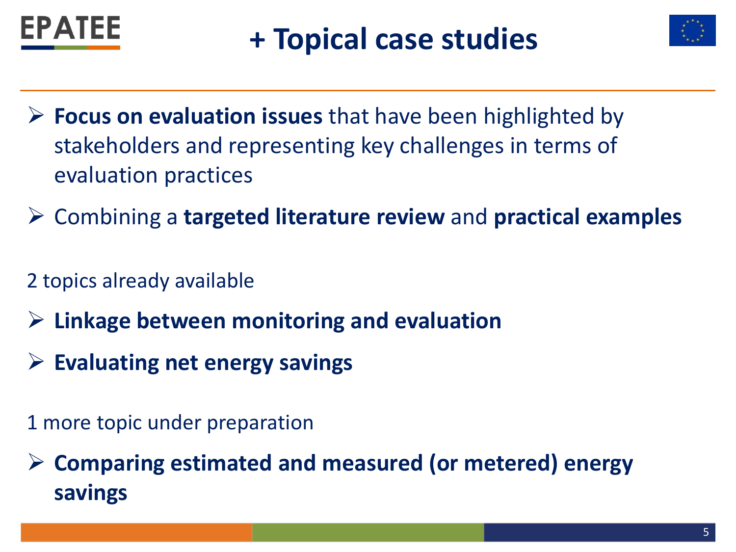# + Topical case studies

- **Focus on evaluation issues** that have been highlighted by stakeholders and representing key challenges in terms of evaluation practices
- Combining a **targeted literature review** and **practical examples**

2 topics already available

- **Linkage between monitoring and evaluation**
- **Evaluating net energy savings**

1 more topic under preparation

- **Comparing estimated and measured (or metered) energy savings**